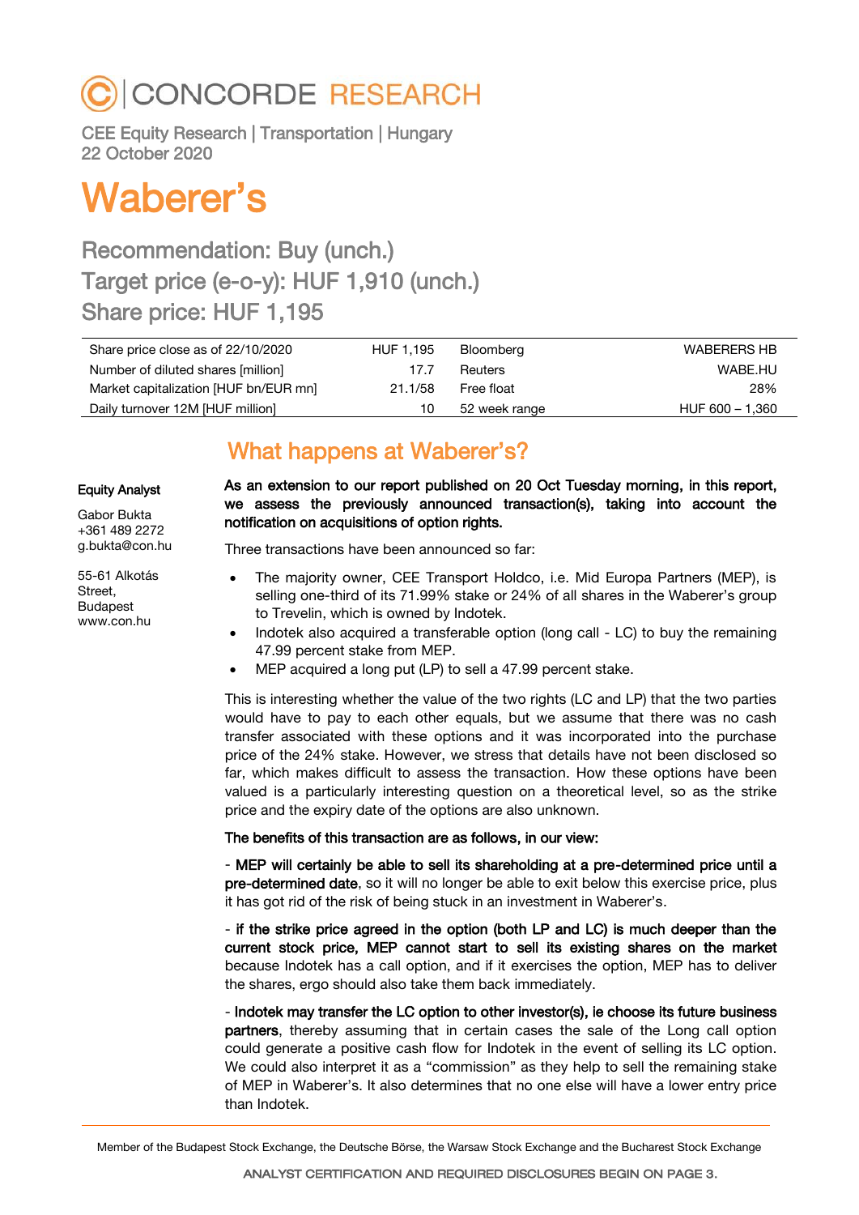# CONCORDE RESEARCH

CEE Equity Research | Transportation | Hungary
22 October 2020

# Waberer's

## Recommendation: Buy (unch.)
## Target price (e-o-y): HUF 1,910 (unch.)
## Share price: HUF 1,195

| | | | |
|---|---|---|---|
| Share price close as of 22/10/2020 | HUF 1,195 | Bloomberg | WABERERS HB |
| Number of diluted shares [million] | 17.7 | Reuters | WABE.HU |
| Market capitalization [HUF bn/EUR mn] | 21.1/58 | Free float | 28% |
| Daily turnover 12M [HUF million] | 10 | 52 week range | HUF 600 – 1,360 |

**Equity Analyst**

Gabor Bukta
+361 489 2272
g.bukta@con.hu

55-61 Alkotás Street,
Budapest
www.con.hu

## What happens at Waberer's?

**As an extension to our report published on 20 Oct Tuesday morning, in this report, we assess the previously announced transaction(s), taking into account the notification on acquisitions of option rights.**

Three transactions have been announced so far:

- The majority owner, CEE Transport Holdco, i.e. Mid Europa Partners (MEP), is selling one-third of its 71.99% stake or 24% of all shares in the Waberer's group to Trevelin, which is owned by Indotek.
- Indotek also acquired a transferable option (long call - LC) to buy the remaining 47.99 percent stake from MEP.
- MEP acquired a long put (LP) to sell a 47.99 percent stake.

This is interesting whether the value of the two rights (LC and LP) that the two parties would have to pay to each other equals, but we assume that there was no cash transfer associated with these options and it was incorporated into the purchase price of the 24% stake. However, we stress that details have not been disclosed so far, which makes difficult to assess the transaction. How these options have been valued is a particularly interesting question on a theoretical level, so as the strike price and the expiry date of the options are also unknown.

**The benefits of this transaction are as follows, in our view:**

- **MEP will certainly be able to sell its shareholding at a pre-determined price until a pre-determined date**, so it will no longer be able to exit below this exercise price, plus it has got rid of the risk of being stuck in an investment in Waberer's.

- **if the strike price agreed in the option (both LP and LC) is much deeper than the current stock price, MEP cannot start to sell its existing shares on the market** because Indotek has a call option, and if it exercises the option, MEP has to deliver the shares, ergo should also take them back immediately.

- **Indotek may transfer the LC option to other investor(s), ie choose its future business partners**, thereby assuming that in certain cases the sale of the Long call option could generate a positive cash flow for Indotek in the event of selling its LC option. We could also interpret it as a "commission" as they help to sell the remaining stake of MEP in Waberer's. It also determines that no one else will have a lower entry price than Indotek.

Member of the Budapest Stock Exchange, the Deutsche Börse, the Warsaw Stock Exchange and the Bucharest Stock Exchange

ANALYST CERTIFICATION AND REQUIRED DISCLOSURES BEGIN ON PAGE 3.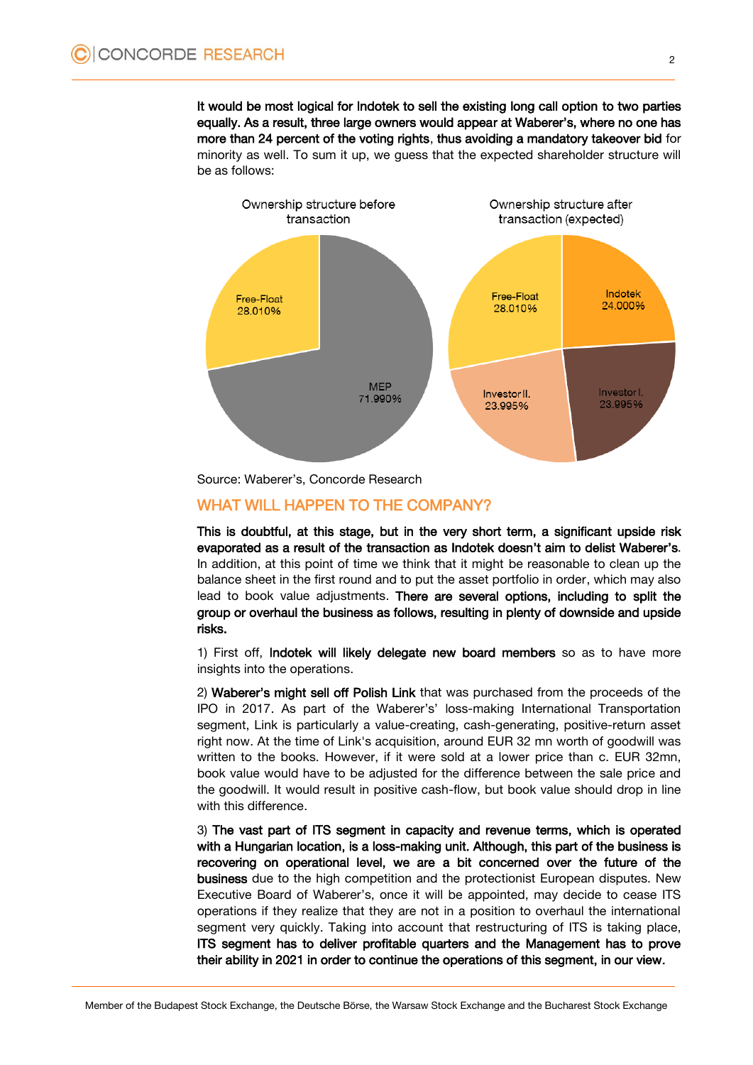**It would be most logical for Indotek to sell the existing long call option to two parties equally. As a result, three large owners would appear at Waberer's, where no one has more than 24 percent of the voting rights**, **thus avoiding a mandatory takeover bid** for minority as well. To sum it up, we guess that the expected shareholder structure will be as follows:

Ownership structure before transaction

| Shareholder | Share |
|---|---|
| Free-Float | 28.010% |
| MEP | 71.990% |

Ownership structure after transaction (expected)

| Shareholder | Share |
|---|---|
| Free-Float | 28.010% |
| Indotek | 24.000% |
| Investor I. | 23.995% |
| Investor II. | 23.995% |

Source: Waberer's, Concorde Research

## WHAT WILL HAPPEN TO THE COMPANY?

**This is doubtful, at this stage, but in the very short term, a significant upside risk evaporated as a result of the transaction as Indotek doesn't aim to delist Waberer's**. In addition, at this point of time we think that it might be reasonable to clean up the balance sheet in the first round and to put the asset portfolio in order, which may also lead to book value adjustments. **There are several options, including to split the group or overhaul the business as follows, resulting in plenty of downside and upside risks.**

1) First off, **Indotek will likely delegate new board members** so as to have more insights into the operations.

2) **Waberer's might sell off Polish Link** that was purchased from the proceeds of the IPO in 2017. As part of the Waberer's' loss-making International Transportation segment, Link is particularly a value-creating, cash-generating, positive-return asset right now. At the time of Link's acquisition, around EUR 32 mn worth of goodwill was written to the books. However, if it were sold at a lower price than c. EUR 32mn, book value would have to be adjusted for the difference between the sale price and the goodwill. It would result in positive cash-flow, but book value should drop in line with this difference.

3) **The vast part of ITS segment in capacity and revenue terms, which is operated with a Hungarian location, is a loss-making unit. Although, this part of the business is recovering on operational level, we are a bit concerned over the future of the business** due to the high competition and the protectionist European disputes. New Executive Board of Waberer's, once it will be appointed, may decide to cease ITS operations if they realize that they are not in a position to overhaul the international segment very quickly. Taking into account that restructuring of ITS is taking place, **ITS segment has to deliver profitable quarters and the Management has to prove their ability in 2021 in order to continue the operations of this segment, in our view.**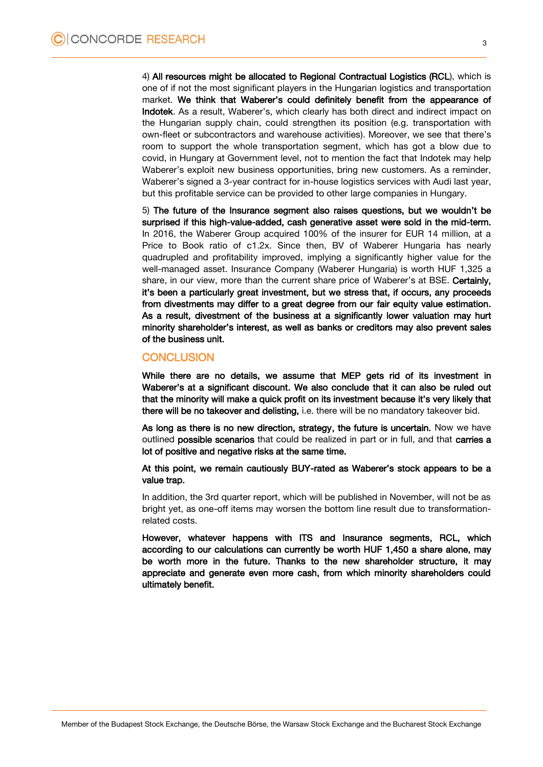4) **All resources might be allocated to Regional Contractual Logistics (RCL**), which is one of if not the most significant players in the Hungarian logistics and transportation market. **We think that Waberer's could definitely benefit from the appearance of Indotek**. As a result, Waberer's, which clearly has both direct and indirect impact on the Hungarian supply chain, could strengthen its position (e.g. transportation with own-fleet or subcontractors and warehouse activities). Moreover, we see that there's room to support the whole transportation segment, which has got a blow due to covid, in Hungary at Government level, not to mention the fact that Indotek may help Waberer's exploit new business opportunities, bring new customers. As a reminder, Waberer's signed a 3-year contract for in-house logistics services with Audi last year, but this profitable service can be provided to other large companies in Hungary.

5) **The future of the Insurance segment also raises questions, but we wouldn't be surprised if this high-value-added, cash generative asset were sold in the mid-term.** In 2016, the Waberer Group acquired 100% of the insurer for EUR 14 million, at a Price to Book ratio of c1.2x. Since then, BV of Waberer Hungaria has nearly quadrupled and profitability improved, implying a significantly higher value for the well-managed asset. Insurance Company (Waberer Hungaria) is worth HUF 1,325 a share, in our view, more than the current share price of Waberer's at BSE. **Certainly, it's been a particularly great investment, but we stress that, if occurs, any proceeds from divestments may differ to a great degree from our fair equity value estimation. As a result, divestment of the business at a significantly lower valuation may hurt minority shareholder's interest, as well as banks or creditors may also prevent sales of the business unit.**

## CONCLUSION

**While there are no details, we assume that MEP gets rid of its investment in Waberer's at a significant discount. We also conclude that it can also be ruled out that the minority will make a quick profit on its investment because it's very likely that there will be no takeover and delisting,** i.e. there will be no mandatory takeover bid.

**As long as there is no new direction, strategy, the future is uncertain.** Now we have outlined **possible scenarios** that could be realized in part or in full, and that **carries a lot of positive and negative risks at the same time.**

**At this point, we remain cautiously BUY-rated as Waberer's stock appears to be a value trap.**

In addition, the 3rd quarter report, which will be published in November, will not be as bright yet, as one-off items may worsen the bottom line result due to transformation-related costs.

**However, whatever happens with ITS and Insurance segments, RCL, which according to our calculations can currently be worth HUF 1,450 a share alone, may be worth more in the future. Thanks to the new shareholder structure, it may appreciate and generate even more cash, from which minority shareholders could ultimately benefit.**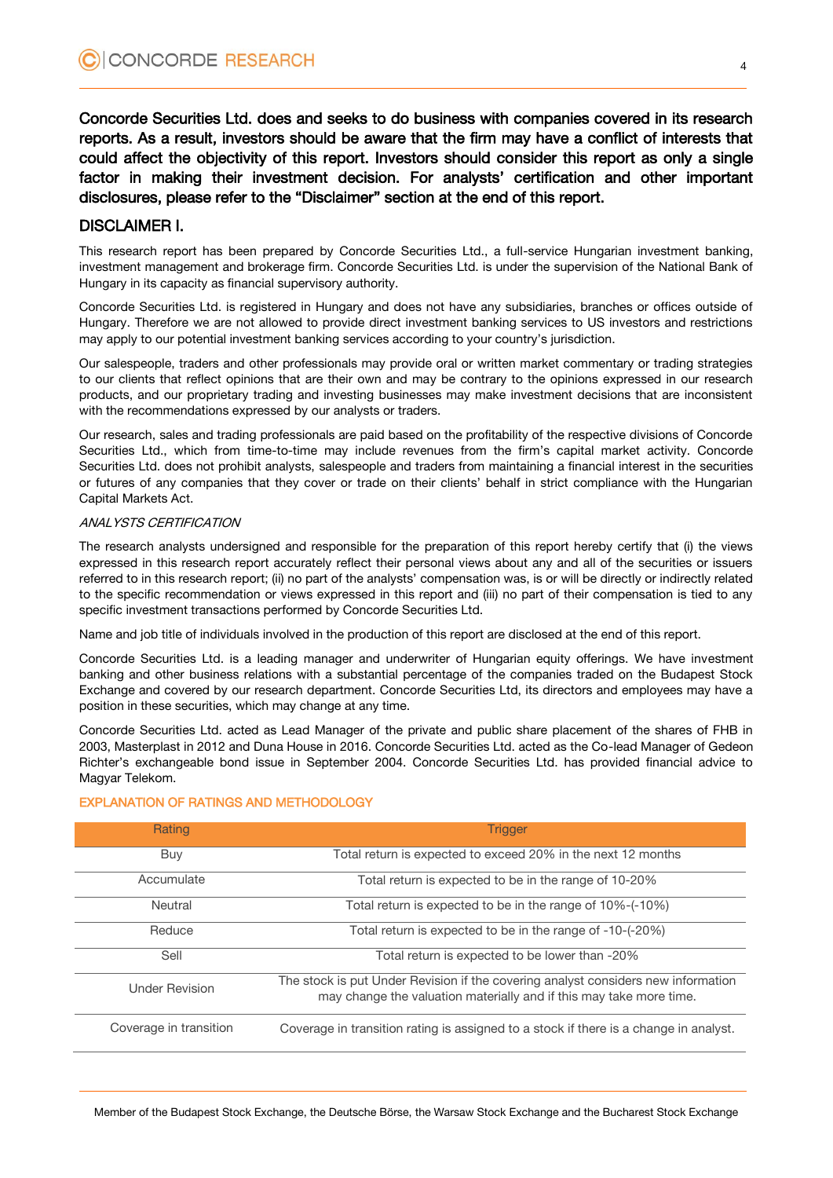**Concorde Securities Ltd. does and seeks to do business with companies covered in its research reports. As a result, investors should be aware that the firm may have a conflict of interests that could affect the objectivity of this report. Investors should consider this report as only a single factor in making their investment decision. For analysts' certification and other important disclosures, please refer to the "Disclaimer" section at the end of this report.**

## DISCLAIMER I.

This research report has been prepared by Concorde Securities Ltd., a full-service Hungarian investment banking, investment management and brokerage firm. Concorde Securities Ltd. is under the supervision of the National Bank of Hungary in its capacity as financial supervisory authority.

Concorde Securities Ltd. is registered in Hungary and does not have any subsidiaries, branches or offices outside of Hungary. Therefore we are not allowed to provide direct investment banking services to US investors and restrictions may apply to our potential investment banking services according to your country's jurisdiction.

Our salespeople, traders and other professionals may provide oral or written market commentary or trading strategies to our clients that reflect opinions that are their own and may be contrary to the opinions expressed in our research products, and our proprietary trading and investing businesses may make investment decisions that are inconsistent with the recommendations expressed by our analysts or traders.

Our research, sales and trading professionals are paid based on the profitability of the respective divisions of Concorde Securities Ltd., which from time-to-time may include revenues from the firm's capital market activity. Concorde Securities Ltd. does not prohibit analysts, salespeople and traders from maintaining a financial interest in the securities or futures of any companies that they cover or trade on their clients' behalf in strict compliance with the Hungarian Capital Markets Act.

*ANALYSTS CERTIFICATION*

The research analysts undersigned and responsible for the preparation of this report hereby certify that (i) the views expressed in this research report accurately reflect their personal views about any and all of the securities or issuers referred to in this research report; (ii) no part of the analysts' compensation was, is or will be directly or indirectly related to the specific recommendation or views expressed in this report and (iii) no part of their compensation is tied to any specific investment transactions performed by Concorde Securities Ltd.

Name and job title of individuals involved in the production of this report are disclosed at the end of this report.

Concorde Securities Ltd. is a leading manager and underwriter of Hungarian equity offerings. We have investment banking and other business relations with a substantial percentage of the companies traded on the Budapest Stock Exchange and covered by our research department. Concorde Securities Ltd, its directors and employees may have a position in these securities, which may change at any time.

Concorde Securities Ltd. acted as Lead Manager of the private and public share placement of the shares of FHB in 2003, Masterplast in 2012 and Duna House in 2016. Concorde Securities Ltd. acted as the Co-lead Manager of Gedeon Richter's exchangeable bond issue in September 2004. Concorde Securities Ltd. has provided financial advice to Magyar Telekom.

### EXPLANATION OF RATINGS AND METHODOLOGY

| Rating | Trigger |
|---|---|
| Buy | Total return is expected to exceed 20% in the next 12 months |
| Accumulate | Total return is expected to be in the range of 10-20% |
| Neutral | Total return is expected to be in the range of 10%-(-10%) |
| Reduce | Total return is expected to be in the range of -10-(-20%) |
| Sell | Total return is expected to be lower than -20% |
| Under Revision | The stock is put Under Revision if the covering analyst considers new information may change the valuation materially and if this may take more time. |
| Coverage in transition | Coverage in transition rating is assigned to a stock if there is a change in analyst. |

Member of the Budapest Stock Exchange, the Deutsche Börse, the Warsaw Stock Exchange and the Bucharest Stock Exchange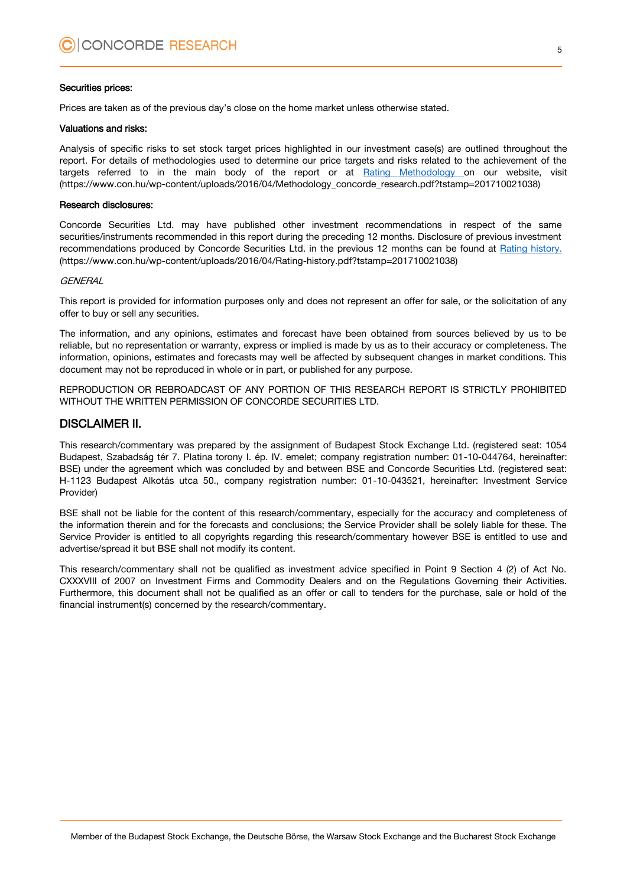**Securities prices:**

Prices are taken as of the previous day's close on the home market unless otherwise stated.

**Valuations and risks:**

Analysis of specific risks to set stock target prices highlighted in our investment case(s) are outlined throughout the report. For details of methodologies used to determine our price targets and risks related to the achievement of the targets referred to in the main body of the report or at [Rating Methodology](https://www.con.hu/wp-content/uploads/2016/04/Methodology_concorde_research.pdf?tstamp=201710021038) on our website, visit (https://www.con.hu/wp-content/uploads/2016/04/Methodology_concorde_research.pdf?tstamp=201710021038)

**Research disclosures:**

Concorde Securities Ltd. may have published other investment recommendations in respect of the same securities/instruments recommended in this report during the preceding 12 months. Disclosure of previous investment recommendations produced by Concorde Securities Ltd. in the previous 12 months can be found at [Rating history.](https://www.con.hu/wp-content/uploads/2016/04/Rating-history.pdf?tstamp=201710021038) (https://www.con.hu/wp-content/uploads/2016/04/Rating-history.pdf?tstamp=201710021038)

*GENERAL*

This report is provided for information purposes only and does not represent an offer for sale, or the solicitation of any offer to buy or sell any securities.

The information, and any opinions, estimates and forecast have been obtained from sources believed by us to be reliable, but no representation or warranty, express or implied is made by us as to their accuracy or completeness. The information, opinions, estimates and forecasts may well be affected by subsequent changes in market conditions. This document may not be reproduced in whole or in part, or published for any purpose.

REPRODUCTION OR REBROADCAST OF ANY PORTION OF THIS RESEARCH REPORT IS STRICTLY PROHIBITED WITHOUT THE WRITTEN PERMISSION OF CONCORDE SECURITIES LTD.

## DISCLAIMER II.

This research/commentary was prepared by the assignment of Budapest Stock Exchange Ltd. (registered seat: 1054 Budapest, Szabadság tér 7. Platina torony I. ép. IV. emelet; company registration number: 01-10-044764, hereinafter: BSE) under the agreement which was concluded by and between BSE and Concorde Securities Ltd. (registered seat: H-1123 Budapest Alkotás utca 50., company registration number: 01-10-043521, hereinafter: Investment Service Provider)

BSE shall not be liable for the content of this research/commentary, especially for the accuracy and completeness of the information therein and for the forecasts and conclusions; the Service Provider shall be solely liable for these. The Service Provider is entitled to all copyrights regarding this research/commentary however BSE is entitled to use and advertise/spread it but BSE shall not modify its content.

This research/commentary shall not be qualified as investment advice specified in Point 9 Section 4 (2) of Act No. CXXXVIII of 2007 on Investment Firms and Commodity Dealers and on the Regulations Governing their Activities. Furthermore, this document shall not be qualified as an offer or call to tenders for the purchase, sale or hold of the financial instrument(s) concerned by the research/commentary.